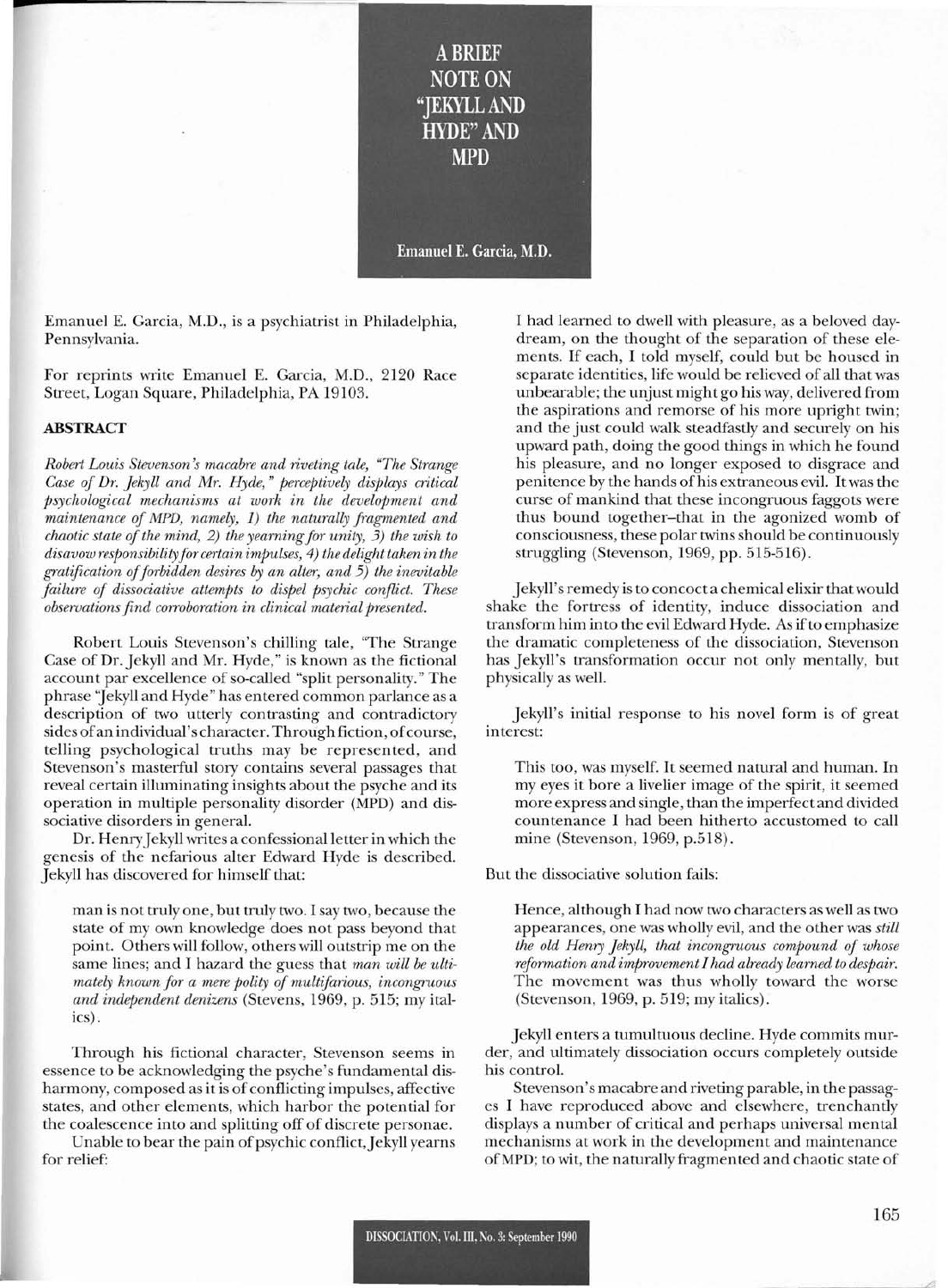# A BRIEF NOTE ON "JEKYLL AND HYDE" AND MPD

**Emanuel E. Garcia, M.D.**

Emanuel E. Garcia, M.D., is a psychiatrist in Philadelphia, Pennsylvania.

For reprints write Emanuel E. Garcia, M.D., 2120 Race Street, Logan Square, Philadelphia, PA 19103.

### ABSTRACT

*Robert Louis Stevenson's macabre and riveting tale, "The Strange Case of Dr. Jekyll and Mr. Hyde," perceptively displays critical psychological mechanisms at work in the development and maintenance of MPD, namely, 1) the naturally fragmented and chaotic state of the mind, 2) the yearning for unity, 3) the wish to disavow responsibility for certain impulses, 4) the delight taken in the gratification of forbidden desires by an alter, and 5) the inevitable failure of dissociative attempts to dispel psychic conflict. These observations find corroboration in clinical material presented.*

Robert Louis Stevenson's chilling tale, "The Strange Case of Dr. Jekyll and Mr. Hyde," is known as the fictional account par excellence of so-called "split personality." The phrase "Jekyll and Hyde" has entered common parlance as a description of two utterly contrasting and contradictory sides of an individual's character. Through fiction, of course, telling psychological truths may be represented, and Stevenson's masterful story contains several passages that reveal certain illuminating insights about the psyche and its operation in multiple personality disorder (MPD) and dissociative disorders in general.

Dr. Henry Jekyll writes a confessional letter in which the genesis of the nefarious alter Edward Hyde is described. Jekyll has discovered for himself that:

> man is not truly one, but truly two. I say two, because the state of my own knowledge does not pass beyond that point. Others will follow, others will outstrip me on the same lines; and I hazard the guess that *man will be ultimately known for a mere polity of multifarious, incongruous and independent denizens* (Stevens, 1969, p. 515; my italics).

Through his fictional character, Stevenson seems in essence to be acknowledging the psyche's fundamental disharmony, composed as it is of conflicting impulses, affective states, and other elements, which harbor the potential for the coalescence into and splitting off of discrete personae.

Unable to bear the pain of psychic conflict, Jekyll yearns for relief:

> I had learned to dwell with pleasure, as a beloved daydream, on the thought of the separation of these elements. If each, I told myself, could but be housed in separate identities, life would be relieved of all that was unbearable; the unjust might go his way, delivered from the aspirations and remorse of his more upright twin; and the just could walk steadfastly and securely on his upward path, doing the good things in which he found his pleasure, and no longer exposed to disgrace and penitence by the hands of his extraneous evil. It was the curse of mankind that these incongruous faggots were thus bound together–that in the agonized womb of consciousness, these polar twins should be continuously struggling (Stevenson, 1969, pp. 515-516).

Jekyll's remedy is to concoct a chemical elixir that would shake the fortress of identity, induce dissociation and transform him into the evil Edward Hyde. As if to emphasize the dramatic completeness of the dissociation, Stevenson has Jekyll's transformation occur not only mentally, but physically as well.

Jekyll's initial response to his novel form is of great interest:

> This too, was myself. It seemed natural and human. In my eyes it bore a livelier image of the spirit, it seemed more express and single, than the imperfect and divided countenance I had been hitherto accustomed to call mine (Stevenson, 1969, p.518).

But the dissociative solution fails:

> Hence, although I had now two characters as well as two appearances, one was wholly evil, and the other was *still the old Henry Jekyll, that incongruous compound of whose reformation and improvement I had already learned to despair.* The movement was thus wholly toward the worse (Stevenson, 1969, p. 519; my italics).

Jekyll enters a tumultuous decline. Hyde commits murder, and ultimately dissociation occurs completely outside his control.

Stevenson's macabre and riveting parable, in the passages I have reproduced above and elsewhere, trenchantly displays a number of critical and perhaps universal mental mechanisms at work in the development and maintenance of MPD; to wit, the naturally fragmented and chaotic state of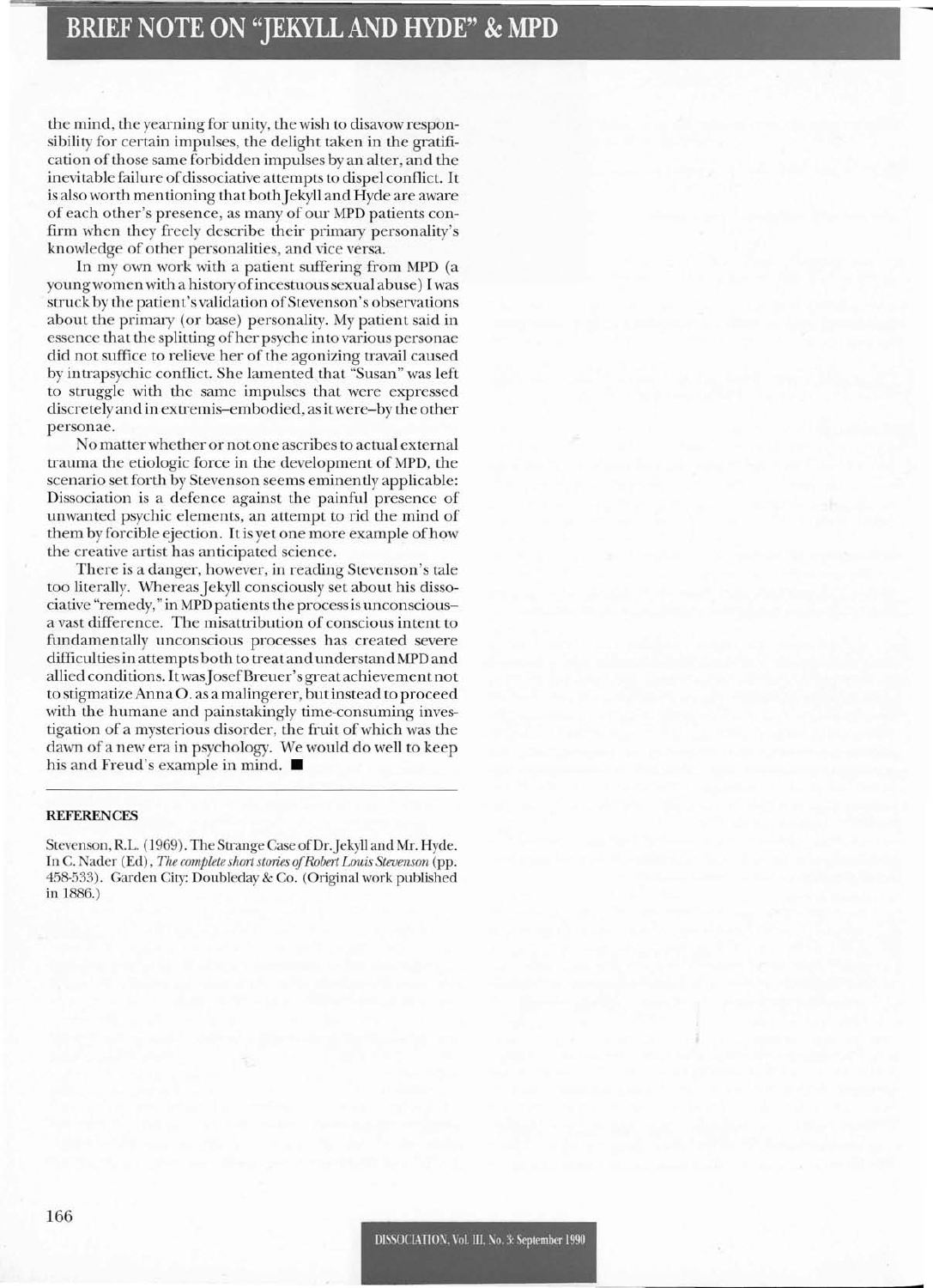the mind, the yearning for unity, the wish to disavow responsibility for certain impulses, the delight taken in the gratification of those same forbidden impulses by an alter, and the inevitable failure of dissociative attempts to dispel conflict. It is also worth mentioning that both Jekyll and Hyde are aware of each other's presence, as many of our MPD patients confirm when they freely describe their primary personality's knowledge of other personalities, and vice versa.

In my own work with a patient suffering from MPD (a young women with a history of incestuous sexual abuse) I was struck by the patient's validation of Stevenson's observations about the primary (or base) personality. My patient said in essence that the splitting of her psyche into various personae did not suffice to relieve her of the agonizing travail caused by intrapsychic conflict. She lamented that "Susan" was left to struggle with the same impulses that were expressed discretely and in extremis–embodied, as it were–by the other personae.

No matter whether or not one ascribes to actual external trauma the etiologic force in the development of MPD, the scenario set forth by Stevenson seems eminently applicable: Dissociation is a defence against the painful presence of unwanted psychic elements, an attempt to rid the mind of them by forcible ejection. It is yet one more example of how the creative artist has anticipated science.

There is a danger, however, in reading Stevenson's tale too literally. Whereas Jekyll consciously set about his dissociative "remedy," in MPD patients the process is unconscious–a vast difference. The misattribution of conscious intent to fundamentally unconscious processes has created severe difficulties in attempts both to treat and understand MPD and allied conditions. It was Josef Breuer's great achievement not to stigmatize Anna O. as a malingerer, but instead to proceed with the humane and painstakingly time-consuming investigation of a mysterious disorder, the fruit of which was the dawn of a new era in psychology. We would do well to keep his and Freud's example in mind. ■

## REFERENCES

Stevenson, R.L. (1969). The Strange Case of Dr. Jekyll and Mr. Hyde. In C. Nader (Ed), *The complete short stories of Robert Louis Stevenson* (pp. 458-533). Garden City: Doubleday & Co. (Original work published in 1886.)